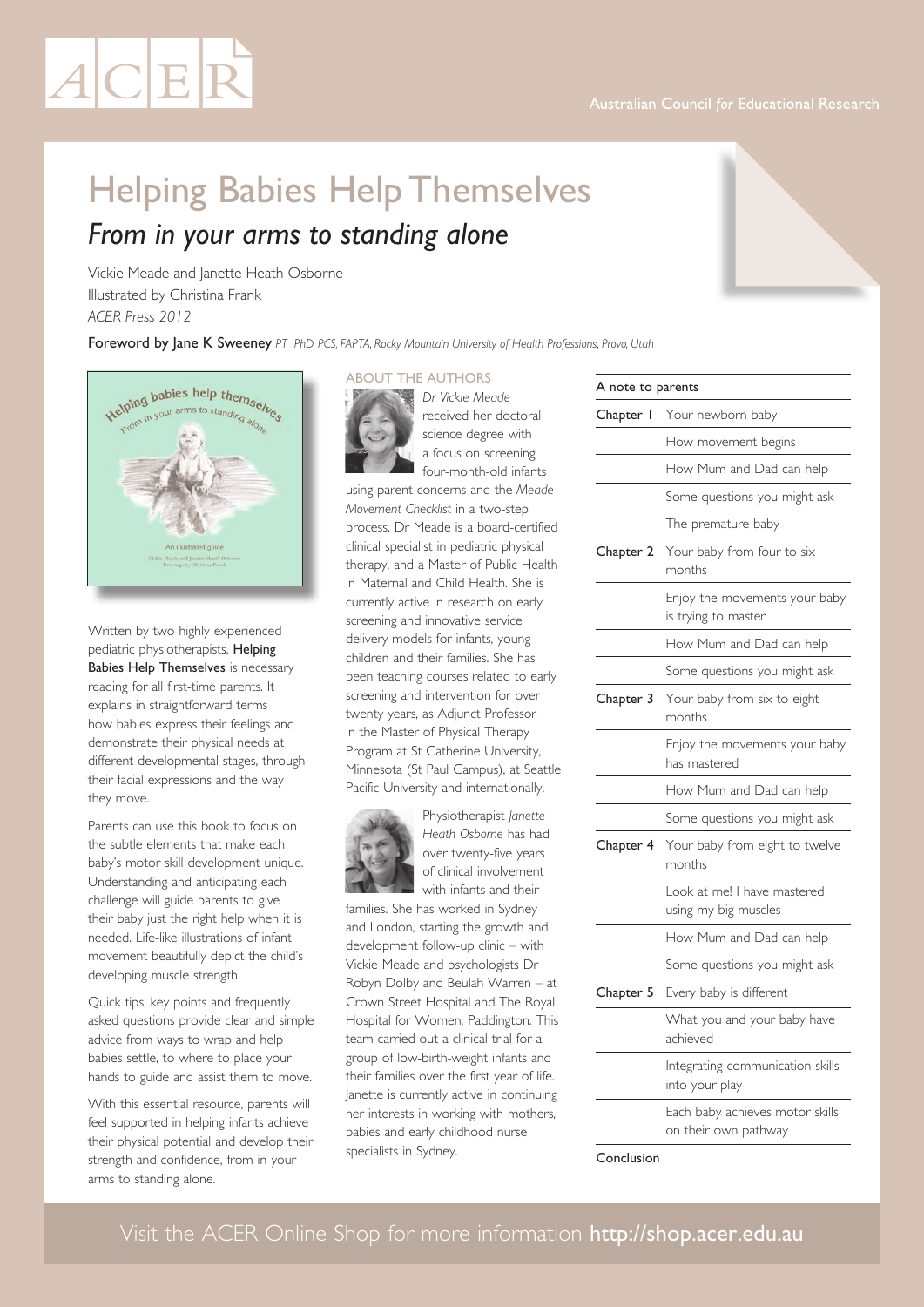ACER

Australian Council *for* Educational Research

# Helping Babies Help Themselves

## *From in your arms to standing alone*

Vickie Meade and Janette Heath Osborne
Illustrated by Christina Frank
*ACER Press 2012*

**Foreword by Jane K Sweeney** *PT, PhD, PCS, FAPTA, Rocky Mountain University of Health Professions, Provo, Utah*

Written by two highly experienced pediatric physiotherapists, **Helping Babies Help Themselves** is necessary reading for all first-time parents. It explains in straightforward terms how babies express their feelings and demonstrate their physical needs at different developmental stages, through their facial expressions and the way they move.

Parents can use this book to focus on the subtle elements that make each baby's motor skill development unique. Understanding and anticipating each challenge will guide parents to give their baby just the right help when it is needed. Life-like illustrations of infant movement beautifully depict the child's developing muscle strength.

Quick tips, key points and frequently asked questions provide clear and simple advice from ways to wrap and help babies settle, to where to place your hands to guide and assist them to move.

With this essential resource, parents will feel supported in helping infants achieve their physical potential and develop their strength and confidence, from in your arms to standing alone.

### ABOUT THE AUTHORS

*Dr Vickie Meade* received her doctoral science degree with a focus on screening four-month-old infants using parent concerns and the *Meade Movement Checklist* in a two-step process. Dr Meade is a board-certified clinical specialist in pediatric physical therapy, and a Master of Public Health in Maternal and Child Health. She is currently active in research on early screening and innovative service delivery models for infants, young children and their families. She has been teaching courses related to early screening and intervention for over twenty years, as Adjunct Professor in the Master of Physical Therapy Program at St Catherine University, Minnesota (St Paul Campus), at Seattle Pacific University and internationally.

Physiotherapist *Janette Heath Osborne* has had over twenty-five years of clinical involvement with infants and their families. She has worked in Sydney and London, starting the growth and development follow-up clinic – with Vickie Meade and psychologists Dr Robyn Dolby and Beulah Warren – at Crown Street Hospital and The Royal Hospital for Women, Paddington. This team carried out a clinical trial for a group of low-birth-weight infants and their families over the first year of life. Janette is currently active in continuing her interests in working with mothers, babies and early childhood nurse specialists in Sydney.

| A note to parents | |
|---|---|
| Chapter 1 | Your newborn baby |
| | How movement begins |
| | How Mum and Dad can help |
| | Some questions you might ask |
| | The premature baby |
| Chapter 2 | Your baby from four to six months |
| | Enjoy the movements your baby is trying to master |
| | How Mum and Dad can help |
| | Some questions you might ask |
| Chapter 3 | Your baby from six to eight months |
| | Enjoy the movements your baby has mastered |
| | How Mum and Dad can help |
| | Some questions you might ask |
| Chapter 4 | Your baby from eight to twelve months |
| | Look at me! I have mastered using my big muscles |
| | How Mum and Dad can help |
| | Some questions you might ask |
| Chapter 5 | Every baby is different |
| | What you and your baby have achieved |
| | Integrating communication skills into your play |
| | Each baby achieves motor skills on their own pathway |
| Conclusion | |

Visit the ACER Online Shop for more information **http://shop.acer.edu.au**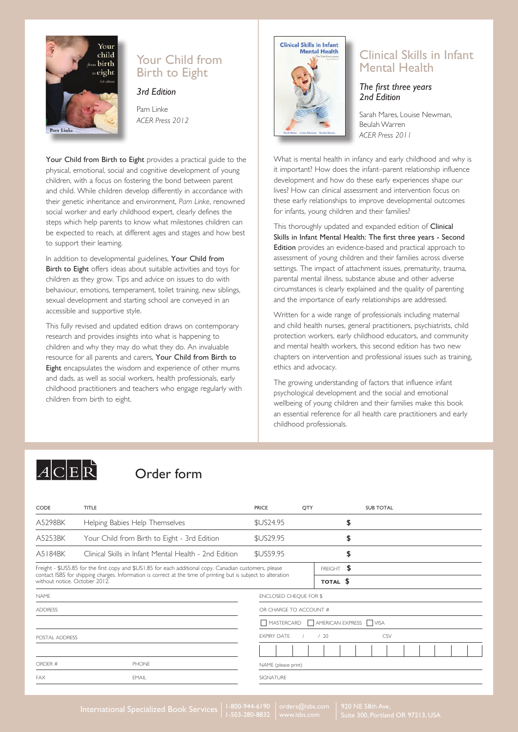## Your Child from Birth to Eight

*3rd Edition*

Pam Linke
*ACER Press 2012*

**Your Child from Birth to Eight** provides a practical guide to the physical, emotional, social and cognitive development of young children, with a focus on fostering the bond between parent and child. While children develop differently in accordance with their genetic inheritance and environment, *Pam Linke*, renowned social worker and early childhood expert, clearly defines the steps which help parents to know what milestones children can be expected to reach, at different ages and stages and how best to support their learning.

In addition to developmental guidelines, **Your Child from Birth to Eight** offers ideas about suitable activities and toys for children as they grow. Tips and advice on issues to do with behaviour, emotions, temperament, toilet training, new siblings, sexual development and starting school are conveyed in an accessible and supportive style.

This fully revised and updated edition draws on contemporary research and provides insights into what is happening to children and why they may do what they do. An invaluable resource for all parents and carers, **Your Child from Birth to Eight** encapsulates the wisdom and experience of other mums and dads, as well as social workers, health professionals, early childhood practitioners and teachers who engage regularly with children from birth to eight.

## Clinical Skills in Infant Mental Health

*The first three years*
*2nd Edition*

Sarah Mares, Louise Newman, Beulah Warren
*ACER Press 2011*

What is mental health in infancy and early childhood and why is it important? How does the infant–parent relationship influence development and how do these early experiences shape our lives? How can clinical assessment and intervention focus on these early relationships to improve developmental outcomes for infants, young children and their families?

This thoroughly updated and expanded edition of **Clinical Skills in Infant Mental Health: The first three years - Second Edition** provides an evidence-based and practical approach to assessment of young children and their families across diverse settings. The impact of attachment issues, prematurity, trauma, parental mental illness, substance abuse and other adverse circumstances is clearly explained and the quality of parenting and the importance of early relationships are addressed.

Written for a wide range of professionals including maternal and child health nurses, general practitioners, psychiatrists, child protection workers, early childhood educators, and community and mental health workers, this second edition has two new chapters on intervention and professional issues such as training, ethics and advocacy.

The growing understanding of factors that influence infant psychological development and the social and emotional wellbeing of young children and their families make this book an essential reference for all health care practitioners and early childhood professionals.

ACER

# Order form

| CODE | TITLE | PRICE | QTY | SUB TOTAL |
|---|---|---|---|---|
| A5298BK | Helping Babies Help Themselves | $US24.95 | | $ |
| A5253BK | Your Child from Birth to Eight - 3rd Edition | $US29.95 | | $ |
| A5184BK | Clinical Skills in Infant Mental Health - 2nd Edition | $US59.95 | | $ |
| | | | FREIGHT | $ |
| | | | TOTAL | $ |

Freight - $US5.85 for the first copy and $US1.85 for each additional copy. Canadian customers, please contact ISBS for shipping charges. Information is correct at the time of printing but is subject to alteration without notice. October 2012.

NAME

ADDRESS

POSTAL ADDRESS

ORDER # PHONE

FAX EMAIL

ENCLOSED CHEQUE FOR $

OR CHARGE TO ACCOUNT #

☐ MASTERCARD ☐ AMERICAN EXPRESS ☐ VISA

EXPIRY DATE / / 20 CSV

NAME (please print)

SIGNATURE

International Specialized Book Services | 1-800-944-6190 | 1-503-280-8832 | orders@isbs.com | www.isbs.com | 920 NE 58th Ave, Suite 300, Portland OR 97213, USA